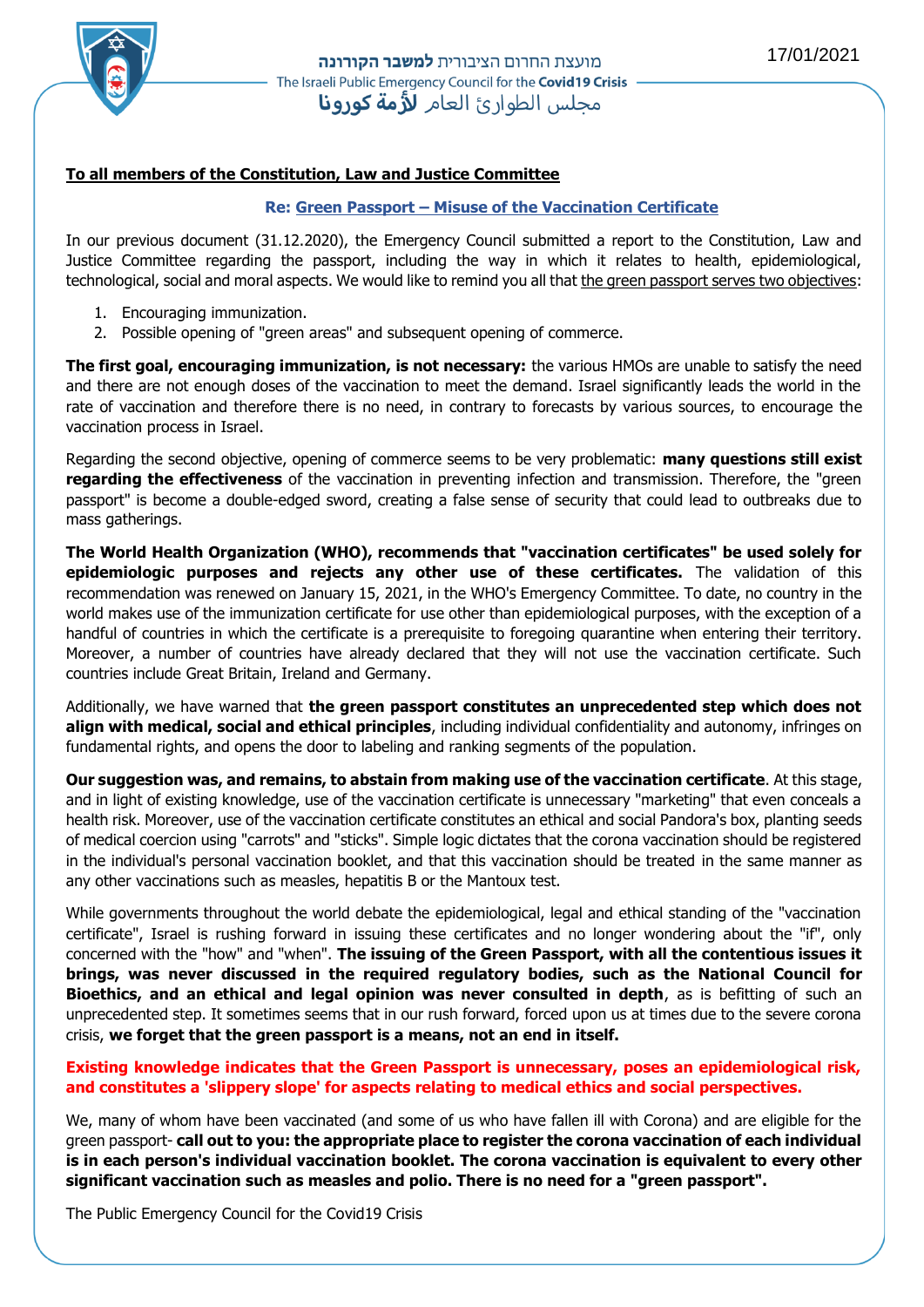מועצת החרום הציבורית **למשבר הקורונה**

The Israeli Public Emergency Council for the **Covid19 Crisis**

مجلس الطوارئ العام **لأزمة كورونا**

17/01/2021

**To all members of the Constitution, Law and Justice Committee**

**Re: Green Passport – Misuse of the Vaccination Certificate**

In our previous document (31.12.2020), the Emergency Council submitted a report to the Constitution, Law and Justice Committee regarding the passport, including the way in which it relates to health, epidemiological, technological, social and moral aspects. We would like to remind you all that the green passport serves two objectives:

1. Encouraging immunization.
2. Possible opening of "green areas" and subsequent opening of commerce.

**The first goal, encouraging immunization, is not necessary:** the various HMOs are unable to satisfy the need and there are not enough doses of the vaccination to meet the demand. Israel significantly leads the world in the rate of vaccination and therefore there is no need, in contrary to forecasts by various sources, to encourage the vaccination process in Israel.

Regarding the second objective, opening of commerce seems to be very problematic: **many questions still exist regarding the effectiveness** of the vaccination in preventing infection and transmission. Therefore, the "green passport" is become a double-edged sword, creating a false sense of security that could lead to outbreaks due to mass gatherings.

**The World Health Organization (WHO), recommends that "vaccination certificates" be used solely for epidemiologic purposes and rejects any other use of these certificates.** The validation of this recommendation was renewed on January 15, 2021, in the WHO's Emergency Committee. To date, no country in the world makes use of the immunization certificate for use other than epidemiological purposes, with the exception of a handful of countries in which the certificate is a prerequisite to foregoing quarantine when entering their territory. Moreover, a number of countries have already declared that they will not use the vaccination certificate. Such countries include Great Britain, Ireland and Germany.

Additionally, we have warned that **the green passport constitutes an unprecedented step which does not align with medical, social and ethical principles**, including individual confidentiality and autonomy, infringes on fundamental rights, and opens the door to labeling and ranking segments of the population.

**Our suggestion was, and remains, to abstain from making use of the vaccination certificate**. At this stage, and in light of existing knowledge, use of the vaccination certificate is unnecessary "marketing" that even conceals a health risk. Moreover, use of the vaccination certificate constitutes an ethical and social Pandora's box, planting seeds of medical coercion using "carrots" and "sticks". Simple logic dictates that the corona vaccination should be registered in the individual's personal vaccination booklet, and that this vaccination should be treated in the same manner as any other vaccinations such as measles, hepatitis B or the Mantoux test.

While governments throughout the world debate the epidemiological, legal and ethical standing of the "vaccination certificate", Israel is rushing forward in issuing these certificates and no longer wondering about the "if", only concerned with the "how" and "when". **The issuing of the Green Passport, with all the contentious issues it brings, was never discussed in the required regulatory bodies, such as the National Council for Bioethics, and an ethical and legal opinion was never consulted in depth**, as is befitting of such an unprecedented step. It sometimes seems that in our rush forward, forced upon us at times due to the severe corona crisis, **we forget that the green passport is a means, not an end in itself.**

**Existing knowledge indicates that the Green Passport is unnecessary, poses an epidemiological risk, and constitutes a 'slippery slope' for aspects relating to medical ethics and social perspectives.**

We, many of whom have been vaccinated (and some of us who have fallen ill with Corona) and are eligible for the green passport- **call out to you: the appropriate place to register the corona vaccination of each individual is in each person's individual vaccination booklet. The corona vaccination is equivalent to every other significant vaccination such as measles and polio. There is no need for a "green passport".**

The Public Emergency Council for the Covid19 Crisis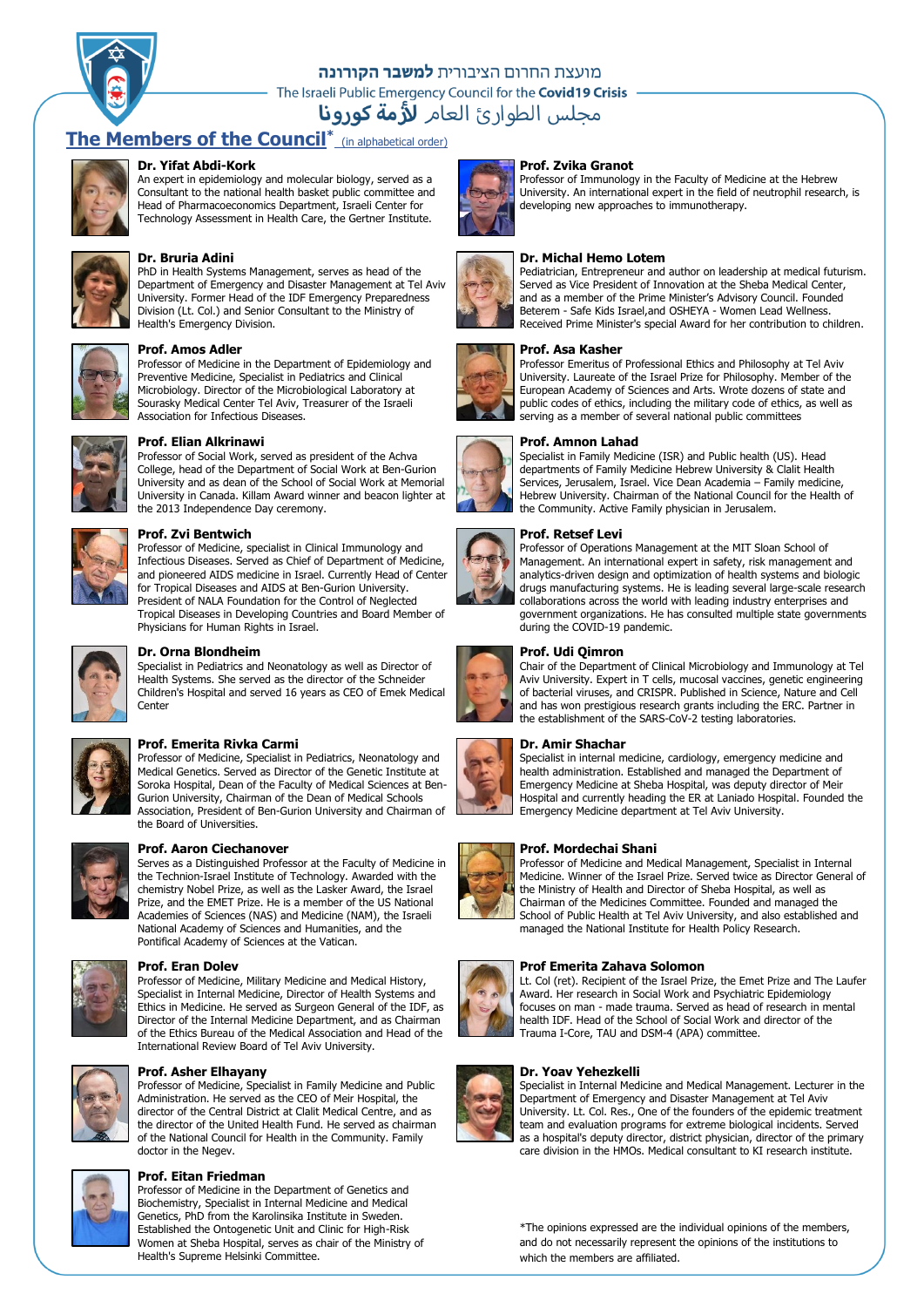מועצת החרום הציבורית **למשבר הקורונה**

The Israeli Public Emergency Council for the **Covid19 Crisis**

مجلس الطوارئ العام **لأزمة كورونا**

## The Members of the Council* (in alphabetical order)

**Dr. Yifat Abdi-Kork**
An expert in epidemiology and molecular biology, served as a Consultant to the national health basket public committee and Head of Pharmacoeconomics Department, Israeli Center for Technology Assessment in Health Care, the Gertner Institute.

**Dr. Bruria Adini**
PhD in Health Systems Management, serves as head of the Department of Emergency and Disaster Management at Tel Aviv University. Former Head of the IDF Emergency Preparedness Division (Lt. Col.) and Senior Consultant to the Ministry of Health's Emergency Division.

**Prof. Amos Adler**
Professor of Medicine in the Department of Epidemiology and Preventive Medicine, Specialist in Pediatrics and Clinical Microbiology. Director of the Microbiological Laboratory at Sourasky Medical Center Tel Aviv, Treasurer of the Israeli Association for Infectious Diseases.

**Prof. Elian Alkrinawi**
Professor of Social Work, served as president of the Achva College, head of the Department of Social Work at Ben-Gurion University and as dean of the School of Social Work at Memorial University in Canada. Killam Award winner and beacon lighter at the 2013 Independence Day ceremony.

**Prof. Zvi Bentwich**
Professor of Medicine, specialist in Clinical Immunology and Infectious Diseases. Served as Chief of Department of Medicine, and pioneered AIDS medicine in Israel. Currently Head of Center for Tropical Diseases and AIDS at Ben-Gurion University. President of NALA Foundation for the Control of Neglected Tropical Diseases in Developing Countries and Board Member of Physicians for Human Rights in Israel.

**Dr. Orna Blondheim**
Specialist in Pediatrics and Neonatology as well as Director of Health Systems. She served as the director of the Schneider Children's Hospital and served 16 years as CEO of Emek Medical Center

**Prof. Emerita Rivka Carmi**
Professor of Medicine, Specialist in Pediatrics, Neonatology and Medical Genetics. Served as Director of the Genetic Institute at Soroka Hospital, Dean of the Faculty of Medical Sciences at Ben-Gurion University, Chairman of the Dean of Medical Schools Association, President of Ben-Gurion University and Chairman of the Board of Universities.

**Prof. Aaron Ciechanover**
Serves as a Distinguished Professor at the Faculty of Medicine in the Technion-Israel Institute of Technology. Awarded with the chemistry Nobel Prize, as well as the Lasker Award, the Israel Prize, and the EMET Prize. He is a member of the US National Academies of Sciences (NAS) and Medicine (NAM), the Israeli National Academy of Sciences and Humanities, and the Pontifical Academy of Sciences at the Vatican.

**Prof. Eran Dolev**
Professor of Medicine, Military Medicine and Medical History, Specialist in Internal Medicine, Director of Health Systems and Ethics in Medicine. He served as Surgeon General of the IDF, as Director of the Internal Medicine Department, and as Chairman of the Ethics Bureau of the Medical Association and Head of the International Review Board of Tel Aviv University.

**Prof. Asher Elhayany**
Professor of Medicine, Specialist in Family Medicine and Public Administration. He served as the CEO of Meir Hospital, the director of the Central District at Clalit Medical Centre, and as the director of the United Health Fund. He served as chairman of the National Council for Health in the Community. Family doctor in the Negev.

**Prof. Eitan Friedman**
Professor of Medicine in the Department of Genetics and Biochemistry, Specialist in Internal Medicine and Medical Genetics, PhD from the Karolinsika Institute in Sweden. Established the Ontogenetic Unit and Clinic for High-Risk Women at Sheba Hospital, serves as chair of the Ministry of Health's Supreme Helsinki Committee.

**Prof. Zvika Granot**
Professor of Immunology in the Faculty of Medicine at the Hebrew University. An international expert in the field of neutrophil research, is developing new approaches to immunotherapy.

**Dr. Michal Hemo Lotem**
Pediatrician, Entrepreneur and author on leadership at medical futurism. Served as Vice President of Innovation at the Sheba Medical Center, and as a member of the Prime Minister's Advisory Council. Founded Beterem - Safe Kids Israel,and OSHEYA - Women Lead Wellness. Received Prime Minister's special Award for her contribution to children.

**Prof. Asa Kasher**
Professor Emeritus of Professional Ethics and Philosophy at Tel Aviv University. Laureate of the Israel Prize for Philosophy. Member of the European Academy of Sciences and Arts. Wrote dozens of state and public codes of ethics, including the military code of ethics, as well as serving as a member of several national public committees

**Prof. Amnon Lahad**
Specialist in Family Medicine (ISR) and Public health (US). Head departments of Family Medicine Hebrew University & Clalit Health Services, Jerusalem, Israel. Vice Dean Academia – Family medicine, Hebrew University. Chairman of the National Council for the Health of the Community. Active Family physician in Jerusalem.

**Prof. Retsef Levi**
Professor of Operations Management at the MIT Sloan School of Management. An international expert in safety, risk management and analytics-driven design and optimization of health systems and biologic drugs manufacturing systems. He is leading several large-scale research collaborations across the world with leading industry enterprises and government organizations. He has consulted multiple state governments during the COVID-19 pandemic.

**Prof. Udi Qimron**
Chair of the Department of Clinical Microbiology and Immunology at Tel Aviv University. Expert in T cells, mucosal vaccines, genetic engineering of bacterial viruses, and CRISPR. Published in Science, Nature and Cell and has won prestigious research grants including the ERC. Partner in the establishment of the SARS-CoV-2 testing laboratories.

**Dr. Amir Shachar**
Specialist in internal medicine, cardiology, emergency medicine and health administration. Established and managed the Department of Emergency Medicine at Sheba Hospital, was deputy director of Meir Hospital and currently heading the ER at Laniado Hospital. Founded the Emergency Medicine department at Tel Aviv University.

**Prof. Mordechai Shani**
Professor of Medicine and Medical Management, Specialist in Internal Medicine. Winner of the Israel Prize. Served twice as Director General of the Ministry of Health and Director of Sheba Hospital, as well as Chairman of the Medicines Committee. Founded and managed the School of Public Health at Tel Aviv University, and also established and managed the National Institute for Health Policy Research.

**Prof Emerita Zahava Solomon**
Lt. Col (ret). Recipient of the Israel Prize, the Emet Prize and The Laufer Award. Her research in Social Work and Psychiatric Epidemiology focuses on man - made trauma. Served as head of research in mental health IDF. Head of the School of Social Work and director of the Trauma I-Core, TAU and DSM-4 (APA) committee.

**Dr. Yoav Yehezkelli**
Specialist in Internal Medicine and Medical Management. Lecturer in the Department of Emergency and Disaster Management at Tel Aviv University. Lt. Col. Res., One of the founders of the epidemic treatment team and evaluation programs for extreme biological incidents. Served as a hospital's deputy director, district physician, director of the primary care division in the HMOs. Medical consultant to KI research institute.

*The opinions expressed are the individual opinions of the members, and do not necessarily represent the opinions of the institutions to which the members are affiliated.